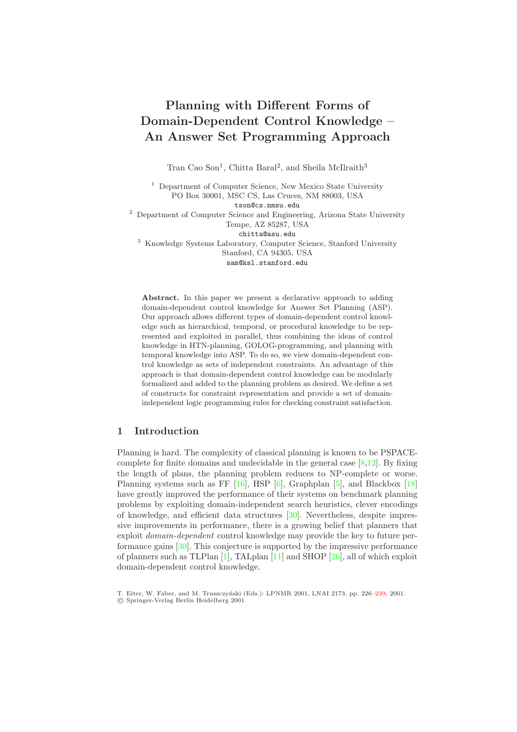# Planning with Different Forms of Domain-Dependent Control Knowledge – An Answer Set Programming Approach

Tran Cao Son[1], Chitta Baral[2], and Sheila McIlraith[3]

[1] Department of Computer Science, New Mexico State University
PO Box 30001, MSC CS, Las Cruces, NM 88003, USA
tson@cs.nmsu.edu

[2] Department of Computer Science and Engineering, Arizona State University
Tempe, AZ 85287, USA
chitta@asu.edu

[3] Knowledge Systems Laboratory, Computer Science, Stanford University
Stanford, CA 94305, USA
sam@ksl.stanford.edu

**Abstract.** In this paper we present a declarative approach to adding domain-dependent control knowledge for Answer Set Planning (ASP). Our approach allows different types of domain-dependent control knowledge such as hierarchical, temporal, or procedural knowledge to be represented and exploited in parallel, thus combining the ideas of control knowledge in HTN-planning, GOLOG-programming, and planning with temporal knowledge into ASP. To do so, we view domain-dependent control knowledge as sets of independent constraints. An advantage of this approach is that domain-dependent control knowledge can be modularly formalized and added to the planning problem as desired. We define a set of constructs for constraint representation and provide a set of domain-independent logic programming rules for checking constraint satisfaction.

## 1 Introduction

Planning is hard. The complexity of classical planning is known to be PSPACE-complete for finite domains and undecidable in the general case [8,12]. By fixing the length of plans, the planning problem reduces to NP-complete or worse. Planning systems such as FF [16], HSP [6], Graphplan [5], and Blackbox [18] have greatly improved the performance of their systems on benchmark planning problems by exploiting domain-independent search heuristics, clever encodings of knowledge, and efficient data structures [30]. Nevertheless, despite impressive improvements in performance, there is a growing belief that planners that exploit *domain-dependent* control knowledge may provide the key to future performance gains [30]. This conjecture is supported by the impressive performance of planners such as TLPlan [1], TALplan [11] and SHOP [26], all of which exploit domain-dependent control knowledge.

T. Eiter, W. Faber, and M. Truszczyński (Eds.): LPNMR 2001, LNAI 2173, pp. 226–239, 2001.
© Springer-Verlag Berlin Heidelberg 2001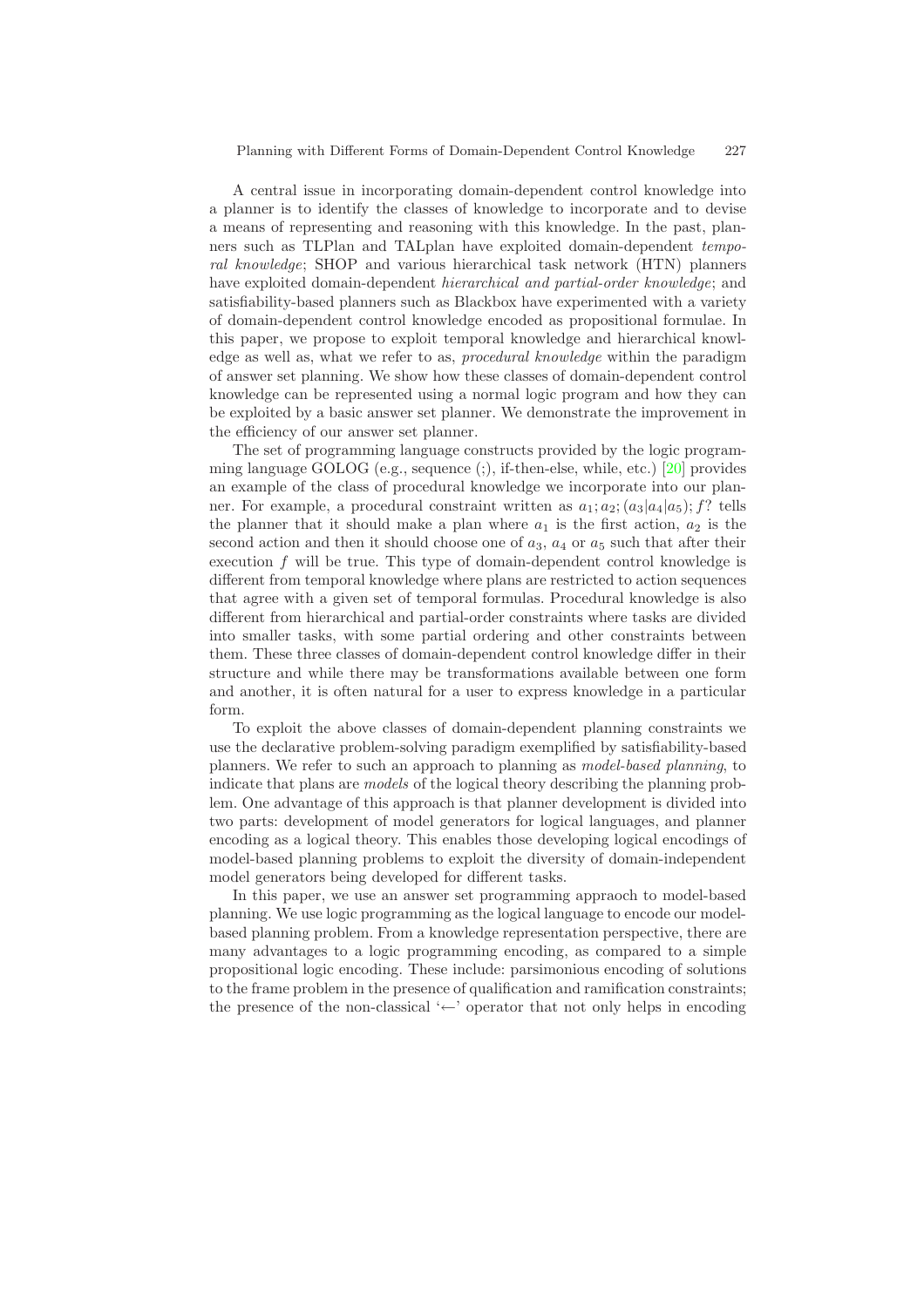A central issue in incorporating domain-dependent control knowledge into a planner is to identify the classes of knowledge to incorporate and to devise a means of representing and reasoning with this knowledge. In the past, planners such as TLPlan and TALplan have exploited domain-dependent *temporal knowledge*; SHOP and various hierarchical task network (HTN) planners have exploited domain-dependent *hierarchical and partial-order knowledge*; and satisfiability-based planners such as Blackbox have experimented with a variety of domain-dependent control knowledge encoded as propositional formulae. In this paper, we propose to exploit temporal knowledge and hierarchical knowledge as well as, what we refer to as, *procedural knowledge* within the paradigm of answer set planning. We show how these classes of domain-dependent control knowledge can be represented using a normal logic program and how they can be exploited by a basic answer set planner. We demonstrate the improvement in the efficiency of our answer set planner.

The set of programming language constructs provided by the logic programming language GOLOG (e.g., sequence (;), if-then-else, while, etc.) [20] provides an example of the class of procedural knowledge we incorporate into our planner. For example, a procedural constraint written as $a_1; a_2; (a_3|a_4|a_5); f?$ tells the planner that it should make a plan where $a_1$ is the first action, $a_2$ is the second action and then it should choose one of $a_3$, $a_4$ or $a_5$ such that after their execution $f$ will be true. This type of domain-dependent control knowledge is different from temporal knowledge where plans are restricted to action sequences that agree with a given set of temporal formulas. Procedural knowledge is also different from hierarchical and partial-order constraints where tasks are divided into smaller tasks, with some partial ordering and other constraints between them. These three classes of domain-dependent control knowledge differ in their structure and while there may be transformations available between one form and another, it is often natural for a user to express knowledge in a particular form.

To exploit the above classes of domain-dependent planning constraints we use the declarative problem-solving paradigm exemplified by satisfiability-based planners. We refer to such an approach to planning as *model-based planning*, to indicate that plans are *models* of the logical theory describing the planning problem. One advantage of this approach is that planner development is divided into two parts: development of model generators for logical languages, and planner encoding as a logical theory. This enables those developing logical encodings of model-based planning problems to exploit the diversity of domain-independent model generators being developed for different tasks.

In this paper, we use an answer set programming appraoch to model-based planning. We use logic programming as the logical language to encode our model-based planning problem. From a knowledge representation perspective, there are many advantages to a logic programming encoding, as compared to a simple propositional logic encoding. These include: parsimonious encoding of solutions to the frame problem in the presence of qualification and ramification constraints; the presence of the non-classical '$\leftarrow$' operator that not only helps in encoding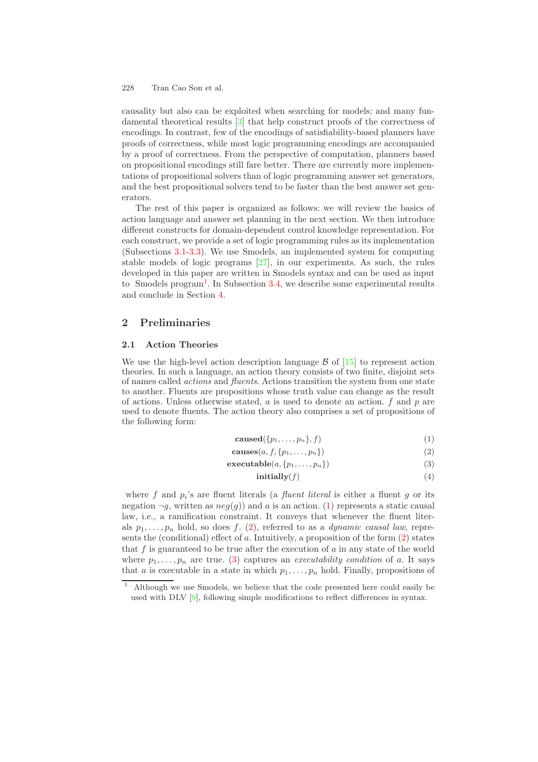causality but also can be exploited when searching for models; and many fundamental theoretical results [3] that help construct proofs of the correctness of encodings. In contrast, few of the encodings of satisfiability-based planners have proofs of correctness, while most logic programming encodings are accompanied by a proof of correctness. From the perspective of computation, planners based on propositional encodings still fare better. There are currently more implementations of propositional solvers than of logic programming answer set generators, and the best propositional solvers tend to be faster than the best answer set generators.

The rest of this paper is organized as follows: we will review the basics of action language and answer set planning in the next section. We then introduce different constructs for domain-dependent control knowledge representation. For each construct, we provide a set of logic programming rules as its implementation (Subsections 3.1-3.3). We use Smodels, an implemented system for computing stable models of logic programs [27], in our experiments. As such, the rules developed in this paper are written in Smodels syntax and can be used as input to Smodels program[1]. In Subsection 3.4, we describe some experimental results and conclude in Section 4.

## 2 Preliminaries

### 2.1 Action Theories

We use the high-level action description language $\mathcal{B}$ of [15] to represent action theories. In such a language, an action theory consists of two finite, disjoint sets of names called *actions* and *fluents*. Actions transition the system from one state to another. Fluents are propositions whose truth value can change as the result of actions. Unless otherwise stated, $a$ is used to denote an action. $f$ and $p$ are used to denote fluents. The action theory also comprises a set of propositions of the following form:

$$\textbf{caused}(\{p_1, \ldots, p_n\}, f) \tag{1}$$

$$\textbf{causes}(a, f, \{p_1, \ldots, p_n\}) \tag{2}$$

$$\textbf{executable}(a, \{p_1, \ldots, p_n\}) \tag{3}$$

$$\textbf{initially}(f) \tag{4}$$

where $f$ and $p_i$'s are fluent literals (a *fluent literal* is either a fluent $g$ or its negation $\neg g$, written as $neg(g)$) and $a$ is an action. (1) represents a static causal law, i.e., a ramification constraint. It conveys that whenever the fluent literals $p_1, \ldots, p_n$ hold, so does $f$. (2), referred to as a *dynamic causal law*, represents the (conditional) effect of $a$. Intuitively, a proposition of the form (2) states that $f$ is guaranteed to be true after the execution of $a$ in any state of the world where $p_1, \ldots, p_n$ are true. (3) captures an *executability condition* of $a$. It says that $a$ is executable in a state in which $p_1, \ldots, p_n$ hold. Finally, propositions of

[1] Although we use Smodels, we believe that the code presented here could easily be used with DLV [9], following simple modifications to reflect differences in syntax.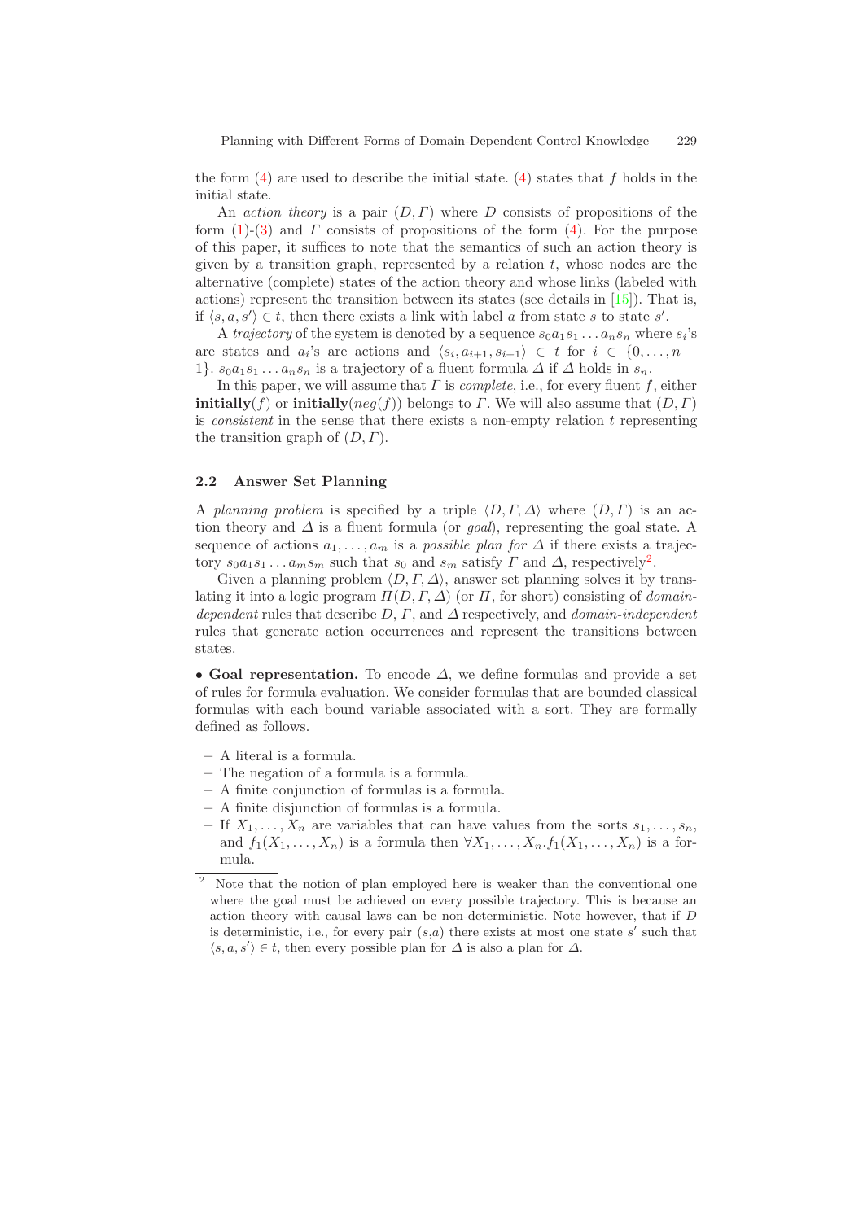the form (4) are used to describe the initial state. (4) states that $f$ holds in the initial state.

An *action theory* is a pair $(D, \Gamma)$ where $D$ consists of propositions of the form (1)-(3) and $\Gamma$ consists of propositions of the form (4). For the purpose of this paper, it suffices to note that the semantics of such an action theory is given by a transition graph, represented by a relation $t$, whose nodes are the alternative (complete) states of the action theory and whose links (labeled with actions) represent the transition between its states (see details in [15]). That is, if $\langle s, a, s' \rangle \in t$, then there exists a link with label $a$ from state $s$ to state $s'$.

A *trajectory* of the system is denoted by a sequence $s_0 a_1 s_1 \ldots a_n s_n$ where $s_i$'s are states and $a_i$'s are actions and $\langle s_i, a_{i+1}, s_{i+1} \rangle \in t$ for $i \in \{0, \ldots, n-1\}$. $s_0 a_1 s_1 \ldots a_n s_n$ is a trajectory of a fluent formula $\Delta$ if $\Delta$ holds in $s_n$.

In this paper, we will assume that $\Gamma$ is *complete*, i.e., for every fluent $f$, either **initially**$(f)$ or **initially**$(neg(f))$ belongs to $\Gamma$. We will also assume that $(D, \Gamma)$ is *consistent* in the sense that there exists a non-empty relation $t$ representing the transition graph of $(D, \Gamma)$.

### 2.2 Answer Set Planning

A *planning problem* is specified by a triple $\langle D, \Gamma, \Delta \rangle$ where $(D, \Gamma)$ is an action theory and $\Delta$ is a fluent formula (or *goal*), representing the goal state. A sequence of actions $a_1, \ldots, a_m$ is a *possible plan for* $\Delta$ if there exists a trajectory $s_0 a_1 s_1 \ldots a_m s_m$ such that $s_0$ and $s_m$ satisfy $\Gamma$ and $\Delta$, respectively[2].

Given a planning problem $\langle D, \Gamma, \Delta \rangle$, answer set planning solves it by translating it into a logic program $\Pi(D, \Gamma, \Delta)$ (or $\Pi$, for short) consisting of *domain-dependent* rules that describe $D$, $\Gamma$, and $\Delta$ respectively, and *domain-independent* rules that generate action occurrences and represent the transitions between states.

• **Goal representation.** To encode $\Delta$, we define formulas and provide a set of rules for formula evaluation. We consider formulas that are bounded classical formulas with each bound variable associated with a sort. They are formally defined as follows.

- A literal is a formula.
- The negation of a formula is a formula.
- A finite conjunction of formulas is a formula.
- A finite disjunction of formulas is a formula.
- If $X_1, \ldots, X_n$ are variables that can have values from the sorts $s_1, \ldots, s_n$, and $f_1(X_1, \ldots, X_n)$ is a formula then $\forall X_1, \ldots, X_n . f_1(X_1, \ldots, X_n)$ is a formula.

---

[2] Note that the notion of plan employed here is weaker than the conventional one where the goal must be achieved on every possible trajectory. This is because an action theory with causal laws can be non-deterministic. Note however, that if $D$ is deterministic, i.e., for every pair $(s,a)$ there exists at most one state $s'$ such that $\langle s, a, s' \rangle \in t$, then every possible plan for $\Delta$ is also a plan for $\Delta$.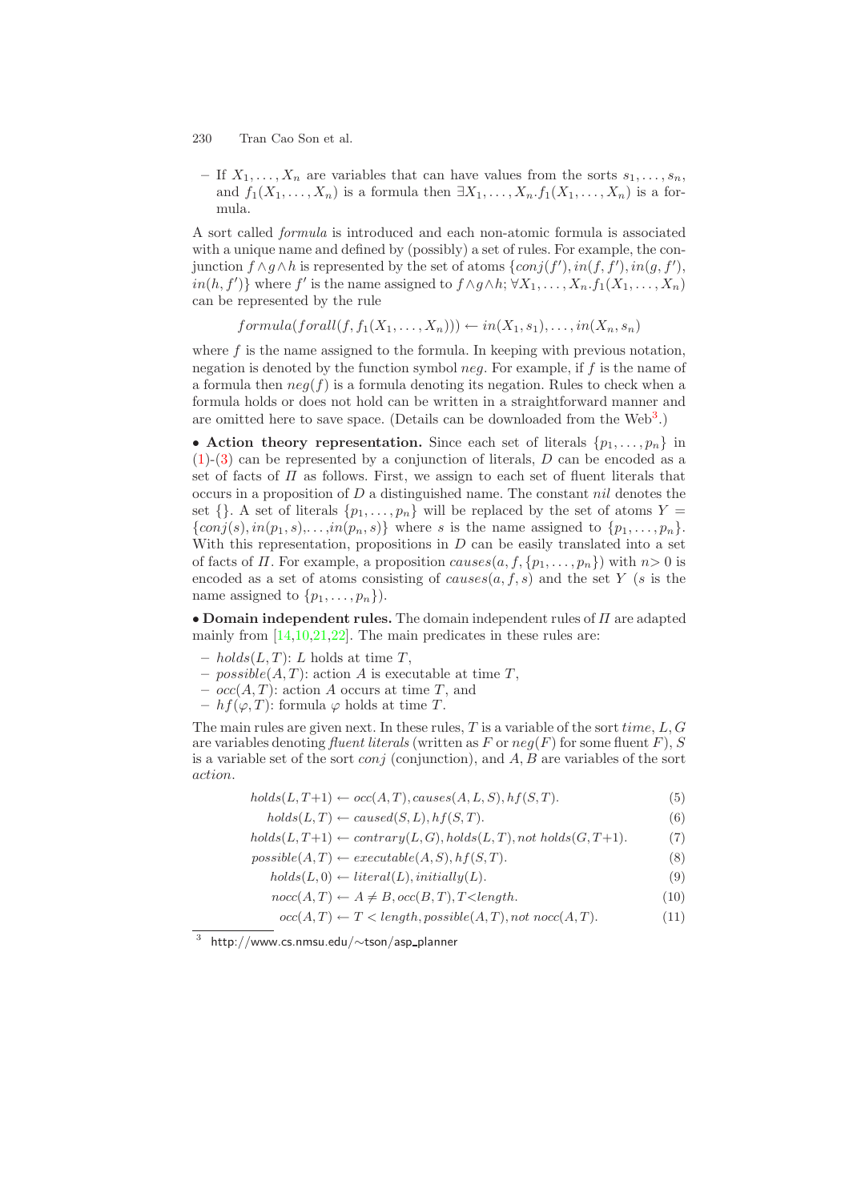- If $X_1, \ldots, X_n$ are variables that can have values from the sorts $s_1, \ldots, s_n$, and $f_1(X_1, \ldots, X_n)$ is a formula then $\exists X_1, \ldots, X_n. f_1(X_1, \ldots, X_n)$ is a formula.

A sort called *formula* is introduced and each non-atomic formula is associated with a unique name and defined by (possibly) a set of rules. For example, the conjunction $f \wedge g \wedge h$ is represented by the set of atoms $\{conj(f'), in(f, f'), in(g, f'), in(h, f')\}$ where $f'$ is the name assigned to $f \wedge g \wedge h$; $\forall X_1, \ldots, X_n. f_1(X_1, \ldots, X_n)$ can be represented by the rule

$$formula(forall(f, f_1(X_1, \ldots, X_n))) \leftarrow in(X_1, s_1), \ldots, in(X_n, s_n)$$

where $f$ is the name assigned to the formula. In keeping with previous notation, negation is denoted by the function symbol *neg*. For example, if $f$ is the name of a formula then $neg(f)$ is a formula denoting its negation. Rules to check when a formula holds or does not hold can be written in a straightforward manner and are omitted here to save space. (Details can be downloaded from the Web[3].)

• **Action theory representation.** Since each set of literals $\{p_1, \ldots, p_n\}$ in (1)-(3) can be represented by a conjunction of literals, $D$ can be encoded as a set of facts of $\Pi$ as follows. First, we assign to each set of fluent literals that occurs in a proposition of $D$ a distinguished name. The constant *nil* denotes the set $\{\}$. A set of literals $\{p_1, \ldots, p_n\}$ will be replaced by the set of atoms $Y = \{conj(s), in(p_1, s), \ldots, in(p_n, s)\}$ where $s$ is the name assigned to $\{p_1, \ldots, p_n\}$. With this representation, propositions in $D$ can be easily translated into a set of facts of $\Pi$. For example, a proposition $causes(a, f, \{p_1, \ldots, p_n\})$ with $n > 0$ is encoded as a set of atoms consisting of $causes(a, f, s)$ and the set $Y$ ($s$ is the name assigned to $\{p_1, \ldots, p_n\}$).

• **Domain independent rules.** The domain independent rules of $\Pi$ are adapted mainly from [14,10,21,22]. The main predicates in these rules are:

- $holds(L, T)$: $L$ holds at time $T$,
- $possible(A, T)$: action $A$ is executable at time $T$,
- $occ(A, T)$: action $A$ occurs at time $T$, and
- $hf(\varphi, T)$: formula $\varphi$ holds at time $T$.

The main rules are given next. In these rules, $T$ is a variable of the sort *time*, $L, G$ are variables denoting *fluent literals* (written as $F$ or $neg(F)$ for some fluent $F$), $S$ is a variable set of the sort *conj* (conjunction), and $A, B$ are variables of the sort *action*.

$$holds(L, T{+}1) \leftarrow occ(A, T), causes(A, L, S), hf(S, T). \quad (5)$$

$$holds(L, T) \leftarrow caused(S, L), hf(S, T). \quad (6)$$

$$holds(L, T{+}1) \leftarrow contrary(L, G), holds(L, T), not\ holds(G, T{+}1). \quad (7)$$

$$possible(A, T) \leftarrow executable(A, S), hf(S, T). \quad (8)$$

$$holds(L, 0) \leftarrow literal(L), initially(L). \quad (9)$$

$$nocc(A, T) \leftarrow A \neq B, occ(B, T), T{<}length. \quad (10)$$

$$occ(A, T) \leftarrow T < length, possible(A, T), not\ nocc(A, T). \quad (11)$$

[3] http://www.cs.nmsu.edu/~tson/asp_planner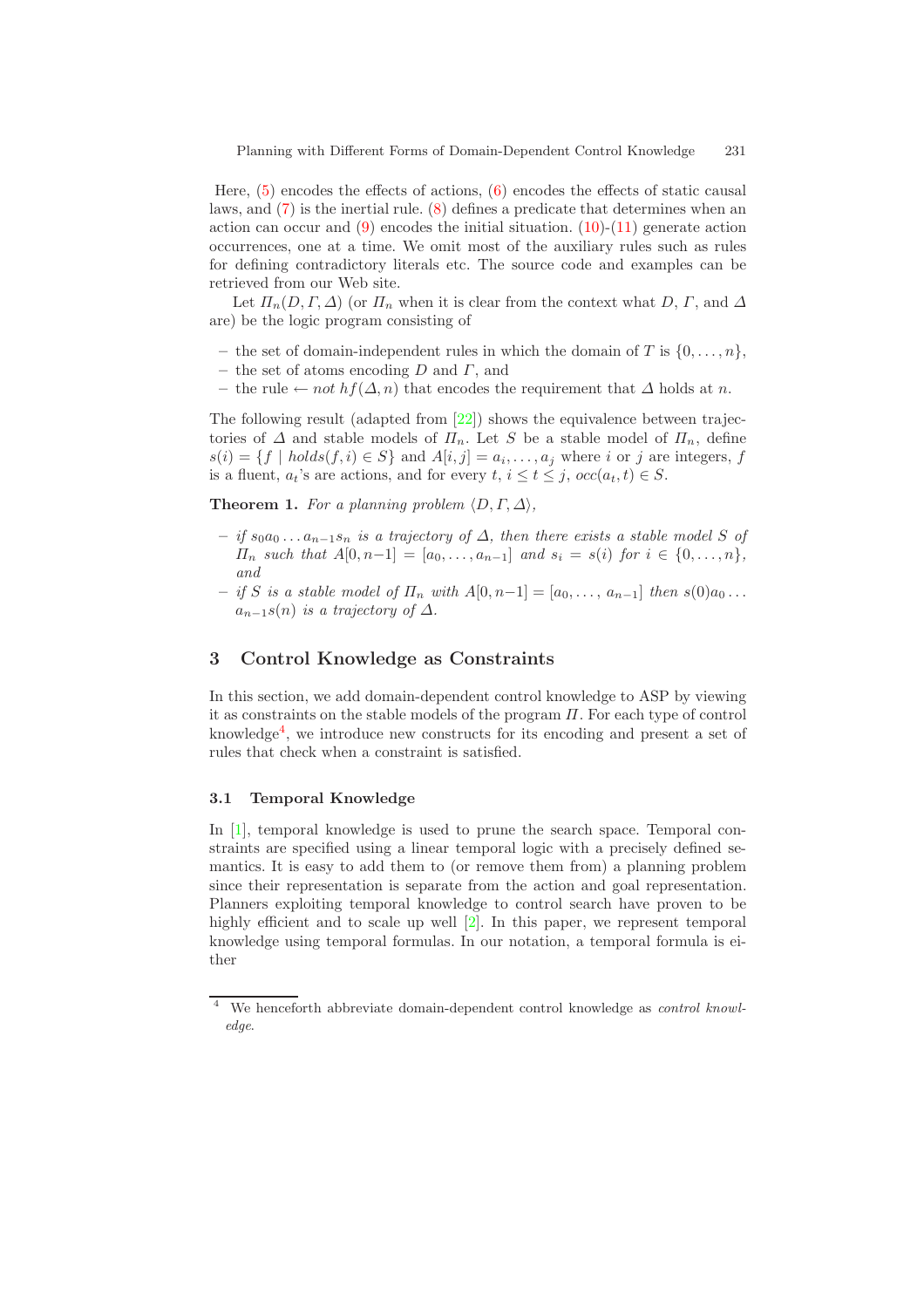Here, (5) encodes the effects of actions, (6) encodes the effects of static causal laws, and (7) is the inertial rule. (8) defines a predicate that determines when an action can occur and (9) encodes the initial situation. (10)-(11) generate action occurrences, one at a time. We omit most of the auxiliary rules such as rules for defining contradictory literals etc. The source code and examples can be retrieved from our Web site.

Let $\Pi_n(D, \Gamma, \Delta)$ (or $\Pi_n$ when it is clear from the context what $D$, $\Gamma$, and $\Delta$ are) be the logic program consisting of

- the set of domain-independent rules in which the domain of $T$ is $\{0, \ldots, n\}$,
- the set of atoms encoding $D$ and $\Gamma$, and
- the rule $\leftarrow not\ hf(\Delta, n)$ that encodes the requirement that $\Delta$ holds at $n$.

The following result (adapted from [22]) shows the equivalence between trajectories of $\Delta$ and stable models of $\Pi_n$. Let $S$ be a stable model of $\Pi_n$, define $s(i) = \{f \mid holds(f, i) \in S\}$ and $A[i, j] = a_i, \ldots, a_j$ where $i$ or $j$ are integers, $f$ is a fluent, $a_t$'s are actions, and for every $t$, $i \leq t \leq j$, $occ(a_t, t) \in S$.

**Theorem 1.** *For a planning problem $\langle D, \Gamma, \Delta \rangle$,*

- *if $s_0 a_0 \ldots a_{n-1} s_n$ is a trajectory of $\Delta$, then there exists a stable model $S$ of $\Pi_n$ such that $A[0, n-1] = [a_0, \ldots, a_{n-1}]$ and $s_i = s(i)$ for $i \in \{0, \ldots, n\}$, and*
- *if $S$ is a stable model of $\Pi_n$ with $A[0, n-1] = [a_0, \ldots, a_{n-1}]$ then $s(0) a_0 \ldots a_{n-1} s(n)$ is a trajectory of $\Delta$.*

## 3 Control Knowledge as Constraints

In this section, we add domain-dependent control knowledge to ASP by viewing it as constraints on the stable models of the program $\Pi$. For each type of control knowledge[4], we introduce new constructs for its encoding and present a set of rules that check when a constraint is satisfied.

### 3.1 Temporal Knowledge

In [1], temporal knowledge is used to prune the search space. Temporal constraints are specified using a linear temporal logic with a precisely defined semantics. It is easy to add them to (or remove them from) a planning problem since their representation is separate from the action and goal representation. Planners exploiting temporal knowledge to control search have proven to be highly efficient and to scale up well [2]. In this paper, we represent temporal knowledge using temporal formulas. In our notation, a temporal formula is either

[4] We henceforth abbreviate domain-dependent control knowledge as *control knowledge*.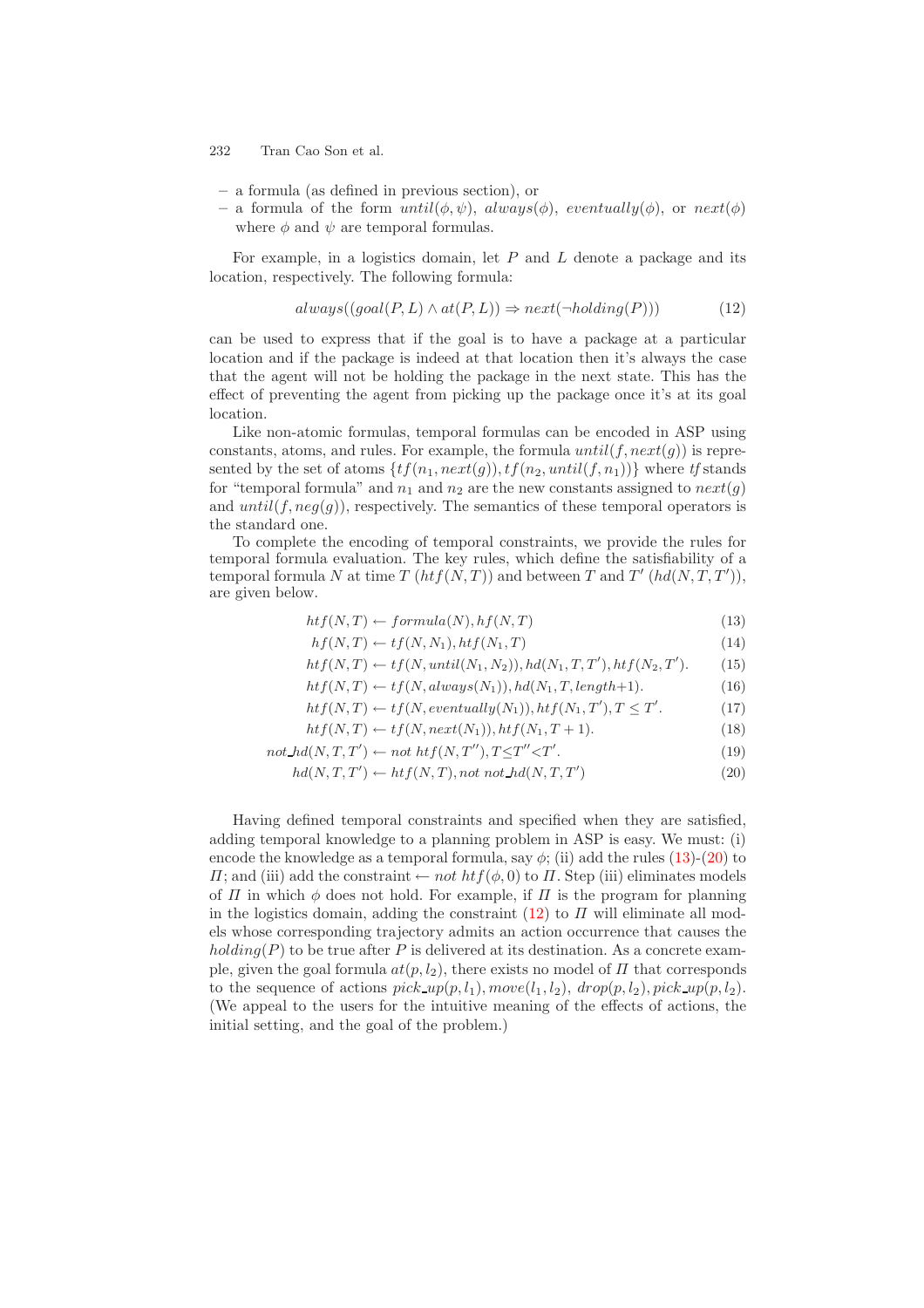- a formula (as defined in previous section), or
- a formula of the form $until(\phi, \psi)$, $always(\phi)$, $eventually(\phi)$, or $next(\phi)$ where $\phi$ and $\psi$ are temporal formulas.

For example, in a logistics domain, let $P$ and $L$ denote a package and its location, respectively. The following formula:

$$always((goal(P, L) \wedge at(P, L)) \Rightarrow next(\neg holding(P))) \tag{12}$$

can be used to express that if the goal is to have a package at a particular location and if the package is indeed at that location then it's always the case that the agent will not be holding the package in the next state. This has the effect of preventing the agent from picking up the package once it's at its goal location.

Like non-atomic formulas, temporal formulas can be encoded in ASP using constants, atoms, and rules. For example, the formula $until(f, next(g))$ is represented by the set of atoms $\{tf(n_1, next(g)), tf(n_2, until(f, n_1))\}$ where $tf$ stands for "temporal formula" and $n_1$ and $n_2$ are the new constants assigned to $next(g)$ and $until(f, neg(g))$, respectively. The semantics of these temporal operators is the standard one.

To complete the encoding of temporal constraints, we provide the rules for temporal formula evaluation. The key rules, which define the satisfiability of a temporal formula $N$ at time $T$ ($htf(N, T)$) and between $T$ and $T'$ ($hd(N, T, T')$), are given below.

$$htf(N, T) \leftarrow formula(N), hf(N, T) \tag{13}$$

$$hf(N, T) \leftarrow tf(N, N_1), htf(N_1, T) \tag{14}$$

$$htf(N, T) \leftarrow tf(N, until(N_1, N_2)), hd(N_1, T, T'), htf(N_2, T'). \tag{15}$$

$$htf(N, T) \leftarrow tf(N, always(N_1)), hd(N_1, T, length{+}1). \tag{16}$$

$$htf(N, T) \leftarrow tf(N, eventually(N_1)), htf(N_1, T'), T \leq T'. \tag{17}$$

$$htf(N, T) \leftarrow tf(N, next(N_1)), htf(N_1, T + 1). \tag{18}$$

$$not\_hd(N, T, T') \leftarrow not\ htf(N, T''), T \leq T'' < T'. \tag{19}$$

$$hd(N, T, T') \leftarrow htf(N, T), not\ not\_hd(N, T, T') \tag{20}$$

Having defined temporal constraints and specified when they are satisfied, adding temporal knowledge to a planning problem in ASP is easy. We must: (i) encode the knowledge as a temporal formula, say $\phi$; (ii) add the rules (13)-(20) to $\Pi$; and (iii) add the constraint $\leftarrow not\ htf(\phi, 0)$ to $\Pi$. Step (iii) eliminates models of $\Pi$ in which $\phi$ does not hold. For example, if $\Pi$ is the program for planning in the logistics domain, adding the constraint (12) to $\Pi$ will eliminate all models whose corresponding trajectory admits an action occurrence that causes the $holding(P)$ to be true after $P$ is delivered at its destination. As a concrete example, given the goal formula $at(p, l_2)$, there exists no model of $\Pi$ that corresponds to the sequence of actions $pick\_up(p, l_1), move(l_1, l_2), drop(p, l_2), pick\_up(p, l_2)$. (We appeal to the users for the intuitive meaning of the effects of actions, the initial setting, and the goal of the problem.)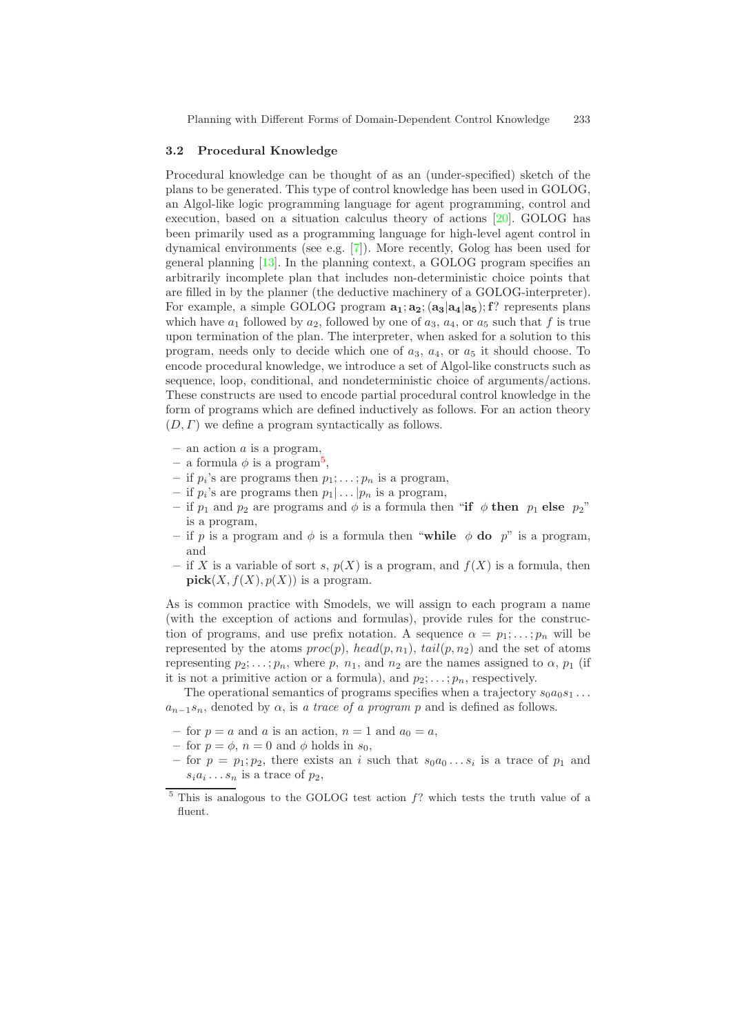### 3.2 Procedural Knowledge

Procedural knowledge can be thought of as an (under-specified) sketch of the plans to be generated. This type of control knowledge has been used in GOLOG, an Algol-like logic programming language for agent programming, control and execution, based on a situation calculus theory of actions [20]. GOLOG has been primarily used as a programming language for high-level agent control in dynamical environments (see e.g. [7]). More recently, Golog has been used for general planning [13]. In the planning context, a GOLOG program specifies an arbitrarily incomplete plan that includes non-deterministic choice points that are filled in by the planner (the deductive machinery of a GOLOG-interpreter). For example, a simple GOLOG program $\mathbf{a_1}; \mathbf{a_2}; (\mathbf{a_3}|\mathbf{a_4}|\mathbf{a_5}); \mathbf{f}?$ represents plans which have $a_1$ followed by $a_2$, followed by one of $a_3$, $a_4$, or $a_5$ such that $f$ is true upon termination of the plan. The interpreter, when asked for a solution to this program, needs only to decide which one of $a_3$, $a_4$, or $a_5$ it should choose. To encode procedural knowledge, we introduce a set of Algol-like constructs such as sequence, loop, conditional, and nondeterministic choice of arguments/actions. These constructs are used to encode partial procedural control knowledge in the form of programs which are defined inductively as follows. For an action theory $(D, \Gamma)$ we define a program syntactically as follows.

- an action $a$ is a program,
- a formula $\phi$ is a program[5],
- if $p_i$'s are programs then $p_1; \ldots; p_n$ is a program,
- if $p_i$'s are programs then $p_1| \ldots |p_n$ is a program,
- if $p_1$ and $p_2$ are programs and $\phi$ is a formula then "**if** $\phi$ **then** $p_1$ **else** $p_2$" is a program,
- if $p$ is a program and $\phi$ is a formula then "**while** $\phi$ **do** $p$" is a program, and
- if $X$ is a variable of sort $s$, $p(X)$ is a program, and $f(X)$ is a formula, then $\mathbf{pick}(X, f(X), p(X))$ is a program.

As is common practice with Smodels, we will assign to each program a name (with the exception of actions and formulas), provide rules for the construction of programs, and use prefix notation. A sequence $\alpha = p_1; \ldots; p_n$ will be represented by the atoms $proc(p)$, $head(p, n_1)$, $tail(p, n_2)$ and the set of atoms representing $p_2; \ldots; p_n$, where $p$, $n_1$, and $n_2$ are the names assigned to $\alpha$, $p_1$ (if it is not a primitive action or a formula), and $p_2; \ldots; p_n$, respectively.

The operational semantics of programs specifies when a trajectory $s_0 a_0 s_1 \ldots a_{n-1} s_n$, denoted by $\alpha$, is *a trace of a program p* and is defined as follows.

- for $p = a$ and $a$ is an action, $n = 1$ and $a_0 = a$,
- for $p = \phi$, $n = 0$ and $\phi$ holds in $s_0$,
- for $p = p_1; p_2$, there exists an $i$ such that $s_0 a_0 \ldots s_i$ is a trace of $p_1$ and $s_i a_i \ldots s_n$ is a trace of $p_2$,

[5] This is analogous to the GOLOG test action $f?$ which tests the truth value of a fluent.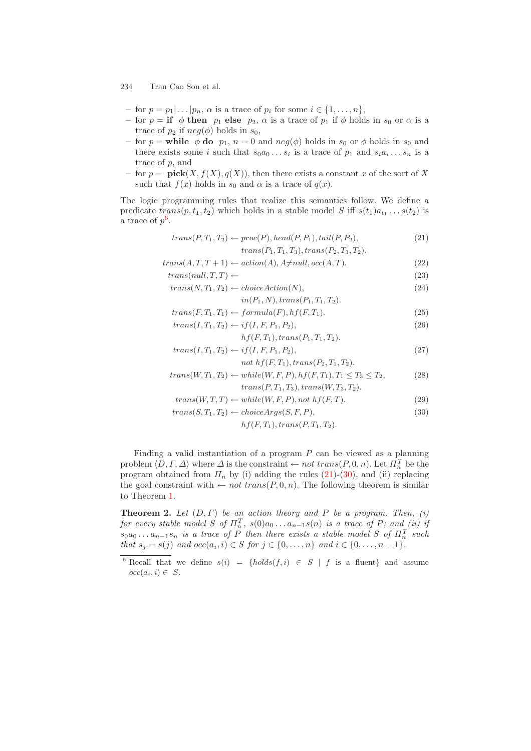- for $p = p_1 | \dots | p_n$, $\alpha$ is a trace of $p_i$ for some $i \in \{1, \dots, n\}$,
- for $p = \textbf{if } \phi \textbf{ then } p_1 \textbf{ else } p_2$, $\alpha$ is a trace of $p_1$ if $\phi$ holds in $s_0$ or $\alpha$ is a trace of $p_2$ if $neg(\phi)$ holds in $s_0$,
- for $p = \textbf{while } \phi \textbf{ do } p_1$, $n = 0$ and $neg(\phi)$ holds in $s_0$ or $\phi$ holds in $s_0$ and there exists some $i$ such that $s_0 a_0 \dots s_i$ is a trace of $p_1$ and $s_i a_i \dots s_n$ is a trace of $p$, and
- for $p = \textbf{pick}(X, f(X), q(X))$, then there exists a constant $x$ of the sort of $X$ such that $f(x)$ holds in $s_0$ and $\alpha$ is a trace of $q(x)$.

The logic programming rules that realize this semantics follow. We define a predicate $trans(p, t_1, t_2)$ which holds in a stable model $S$ iff $s(t_1)a_{t_1} \dots s(t_2)$ is a trace of $p$[6].

$$trans(P, T_1, T_2) \leftarrow proc(P), head(P, P_1), tail(P, P_2), trans(P_1, T_1, T_3), trans(P_2, T_3, T_2). \quad (21)$$

$$trans(A, T, T+1) \leftarrow action(A), A \neq null, occ(A, T). \quad (22)$$

$$trans(null, T, T) \leftarrow \quad (23)$$

$$trans(N, T_1, T_2) \leftarrow choiceAction(N), in(P_1, N), trans(P_1, T_1, T_2). \quad (24)$$

$$trans(F, T_1, T_1) \leftarrow formula(F), hf(F, T_1). \quad (25)$$

$$trans(I, T_1, T_2) \leftarrow if(I, F, P_1, P_2), hf(F, T_1), trans(P_1, T_1, T_2). \quad (26)$$

$$trans(I, T_1, T_2) \leftarrow if(I, F, P_1, P_2), not\ hf(F, T_1), trans(P_2, T_1, T_2). \quad (27)$$

$$trans(W, T_1, T_2) \leftarrow while(W, F, P), hf(F, T_1), T_1 \leq T_3 \leq T_2, trans(P, T_1, T_3), trans(W, T_3, T_2). \quad (28)$$

$$trans(W, T, T) \leftarrow while(W, F, P), not\ hf(F, T). \quad (29)$$

$$trans(S, T_1, T_2) \leftarrow choiceArgs(S, F, P), hf(F, T_1), trans(P, T_1, T_2). \quad (30)$$

Finding a valid instantiation of a program $P$ can be viewed as a planning problem $\langle D, \Gamma, \Delta \rangle$ where $\Delta$ is the constraint $\leftarrow not\ trans(P, 0, n)$. Let $\Pi_n^T$ be the program obtained from $\Pi_n$ by (i) adding the rules (21)-(30), and (ii) replacing the goal constraint with $\leftarrow not\ trans(P, 0, n)$. The following theorem is similar to Theorem 1.

**Theorem 2.** *Let $(D, \Gamma)$ be an action theory and $P$ be a program. Then, (i) for every stable model $S$ of $\Pi_n^T$, $s(0)a_0 \dots a_{n-1}s(n)$ is a trace of $P$; and (ii) if $s_0 a_0 \dots a_{n-1} s_n$ is a trace of $P$ then there exists a stable model $S$ of $\Pi_n^T$ such that $s_j = s(j)$ and $occ(a_i, i) \in S$ for $j \in \{0, \dots, n\}$ and $i \in \{0, \dots, n-1\}$.*

[6] Recall that we define $s(i) = \{holds(f, i) \in S \mid f \text{ is a fluent}\}$ and assume $occ(a_i, i) \in S$.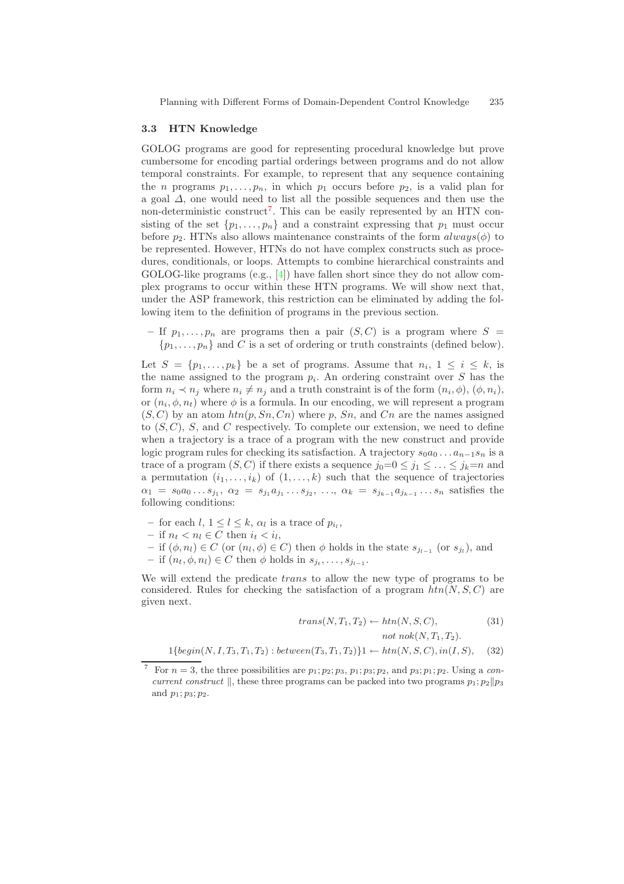### 3.3 HTN Knowledge

GOLOG programs are good for representing procedural knowledge but prove cumbersome for encoding partial orderings between programs and do not allow temporal constraints. For example, to represent that any sequence containing the $n$ programs $p_1, \ldots, p_n$, in which $p_1$ occurs before $p_2$, is a valid plan for a goal $\Delta$, one would need to list all the possible sequences and then use the non-deterministic construct[7]. This can be easily represented by an HTN consisting of the set $\{p_1, \ldots, p_n\}$ and a constraint expressing that $p_1$ must occur before $p_2$. HTNs also allows maintenance constraints of the form $always(\phi)$ to be represented. However, HTNs do not have complex constructs such as procedures, conditionals, or loops. Attempts to combine hierarchical constraints and GOLOG-like programs (e.g., [4]) have fallen short since they do not allow complex programs to occur within these HTN programs. We will show next that, under the ASP framework, this restriction can be eliminated by adding the following item to the definition of programs in the previous section.

- If $p_1, \ldots, p_n$ are programs then a pair $(S, C)$ is a program where $S = \{p_1, \ldots, p_n\}$ and $C$ is a set of ordering or truth constraints (defined below).

Let $S = \{p_1, \ldots, p_k\}$ be a set of programs. Assume that $n_i$, $1 \leq i \leq k$, is the name assigned to the program $p_i$. An ordering constraint over $S$ has the form $n_i \prec n_j$ where $n_i \neq n_j$ and a truth constraint is of the form $(n_i, \phi)$, $(\phi, n_i)$, or $(n_i, \phi, n_t)$ where $\phi$ is a formula. In our encoding, we will represent a program $(S, C)$ by an atom $htn(p, Sn, Cn)$ where $p$, $Sn$, and $Cn$ are the names assigned to $(S, C)$, $S$, and $C$ respectively. To complete our extension, we need to define when a trajectory is a trace of a program with the new construct and provide logic program rules for checking its satisfaction. A trajectory $s_0 a_0 \ldots a_{n-1} s_n$ is a trace of a program $(S, C)$ if there exists a sequence $j_0{=}0 \leq j_1 \leq \ldots \leq j_k{=}n$ and a permutation $(i_1, \ldots, i_k)$ of $(1, \ldots, k)$ such that the sequence of trajectories $\alpha_1 = s_0 a_0 \ldots s_{j_1}$, $\alpha_2 = s_{j_1} a_{j_1} \ldots s_{j_2}$, $\ldots$, $\alpha_k = s_{j_{k-1}} a_{j_{k-1}} \ldots s_n$ satisfies the following conditions:

- for each $l$, $1 \leq l \leq k$, $\alpha_l$ is a trace of $p_{i_l}$,
- if $n_t < n_l \in C$ then $i_t < i_l$,
- if $(\phi, n_l) \in C$ (or $(n_l, \phi) \in C$) then $\phi$ holds in the state $s_{j_{l-1}}$ (or $s_{j_l}$), and
- if $(n_t, \phi, n_l) \in C$ then $\phi$ holds in $s_{j_t}, \ldots, s_{j_{l-1}}$.

We will extend the predicate *trans* to allow the new type of programs to be considered. Rules for checking the satisfaction of a program $htn(N, S, C)$ are given next.

$$trans(N, T_1, T_2) \leftarrow htn(N, S, C), \quad not\ nok(N, T_1, T_2). \tag{31}$$

$$1\{begin(N, I, T_3, T_1, T_2) : between(T_3, T_1, T_2)\}1 \leftarrow htn(N, S, C), in(I, S), \tag{32}$$

[7] For $n = 3$, the three possibilities are $p_1; p_2; p_3$, $p_1; p_3; p_2$, and $p_3; p_1; p_2$. Using a *concurrent construct* $\|$, these three programs can be packed into two programs $p_1; p_2 \| p_3$ and $p_1; p_3; p_2$.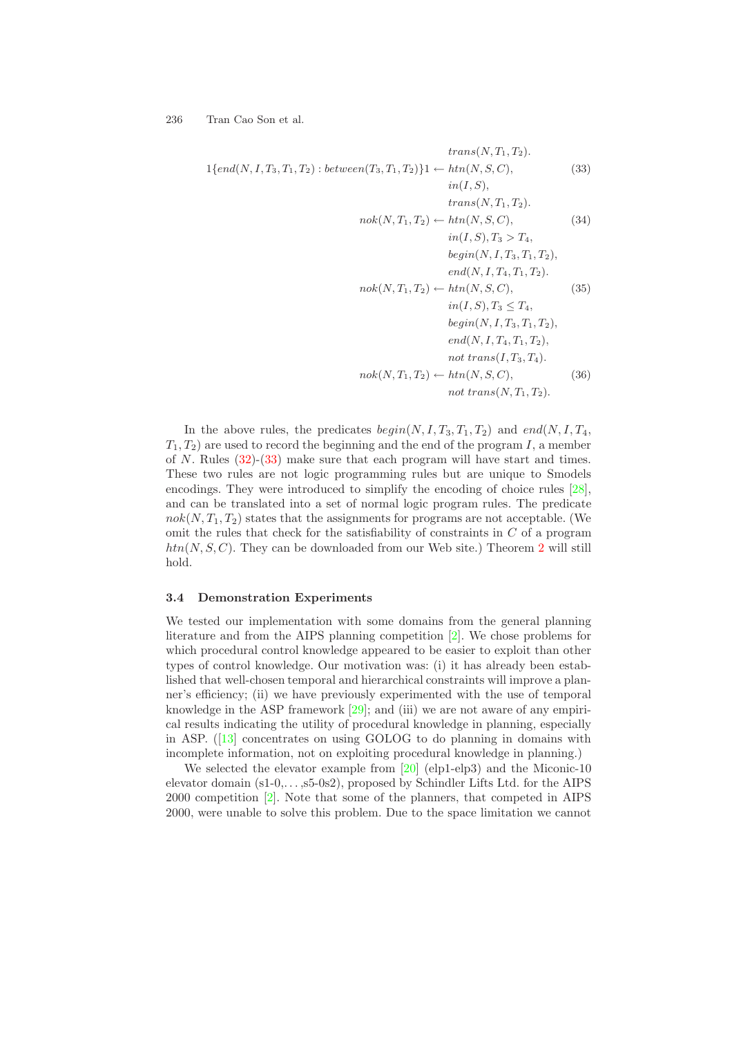$$trans(N, T_1, T_2).$$

$$1\{end(N, I, T_3, T_1, T_2) : between(T_3, T_1, T_2)\}1 \leftarrow htn(N, S, C), \quad (33)$$
$$in(I, S),$$
$$trans(N, T_1, T_2).$$

$$nok(N, T_1, T_2) \leftarrow htn(N, S, C), \quad (34)$$
$$in(I, S), T_3 > T_4,$$
$$begin(N, I, T_3, T_1, T_2),$$
$$end(N, I, T_4, T_1, T_2).$$

$$nok(N, T_1, T_2) \leftarrow htn(N, S, C), \quad (35)$$
$$in(I, S), T_3 \leq T_4,$$
$$begin(N, I, T_3, T_1, T_2),$$
$$end(N, I, T_4, T_1, T_2),$$
$$not\ trans(I, T_3, T_4).$$

$$nok(N, T_1, T_2) \leftarrow htn(N, S, C), \quad (36)$$
$$not\ trans(N, T_1, T_2).$$

In the above rules, the predicates $begin(N, I, T_3, T_1, T_2)$ and $end(N, I, T_4, T_1, T_2)$ are used to record the beginning and the end of the program $I$, a member of $N$. Rules (32)-(33) make sure that each program will have start and times. These two rules are not logic programming rules but are unique to Smodels encodings. They were introduced to simplify the encoding of choice rules [28], and can be translated into a set of normal logic program rules. The predicate $nok(N, T_1, T_2)$ states that the assignments for programs are not acceptable. (We omit the rules that check for the satisfiability of constraints in $C$ of a program $htn(N, S, C)$. They can be downloaded from our Web site.) Theorem 2 will still hold.

### 3.4 Demonstration Experiments

We tested our implementation with some domains from the general planning literature and from the AIPS planning competition [2]. We chose problems for which procedural control knowledge appeared to be easier to exploit than other types of control knowledge. Our motivation was: (i) it has already been established that well-chosen temporal and hierarchical constraints will improve a planner's efficiency; (ii) we have previously experimented with the use of temporal knowledge in the ASP framework [29]; and (iii) we are not aware of any empirical results indicating the utility of procedural knowledge in planning, especially in ASP. ([13] concentrates on using GOLOG to do planning in domains with incomplete information, not on exploiting procedural knowledge in planning.)

We selected the elevator example from [20] (elp1-elp3) and the Miconic-10 elevator domain (s1-0,…,s5-0s2), proposed by Schindler Lifts Ltd. for the AIPS 2000 competition [2]. Note that some of the planners, that competed in AIPS 2000, were unable to solve this problem. Due to the space limitation we cannot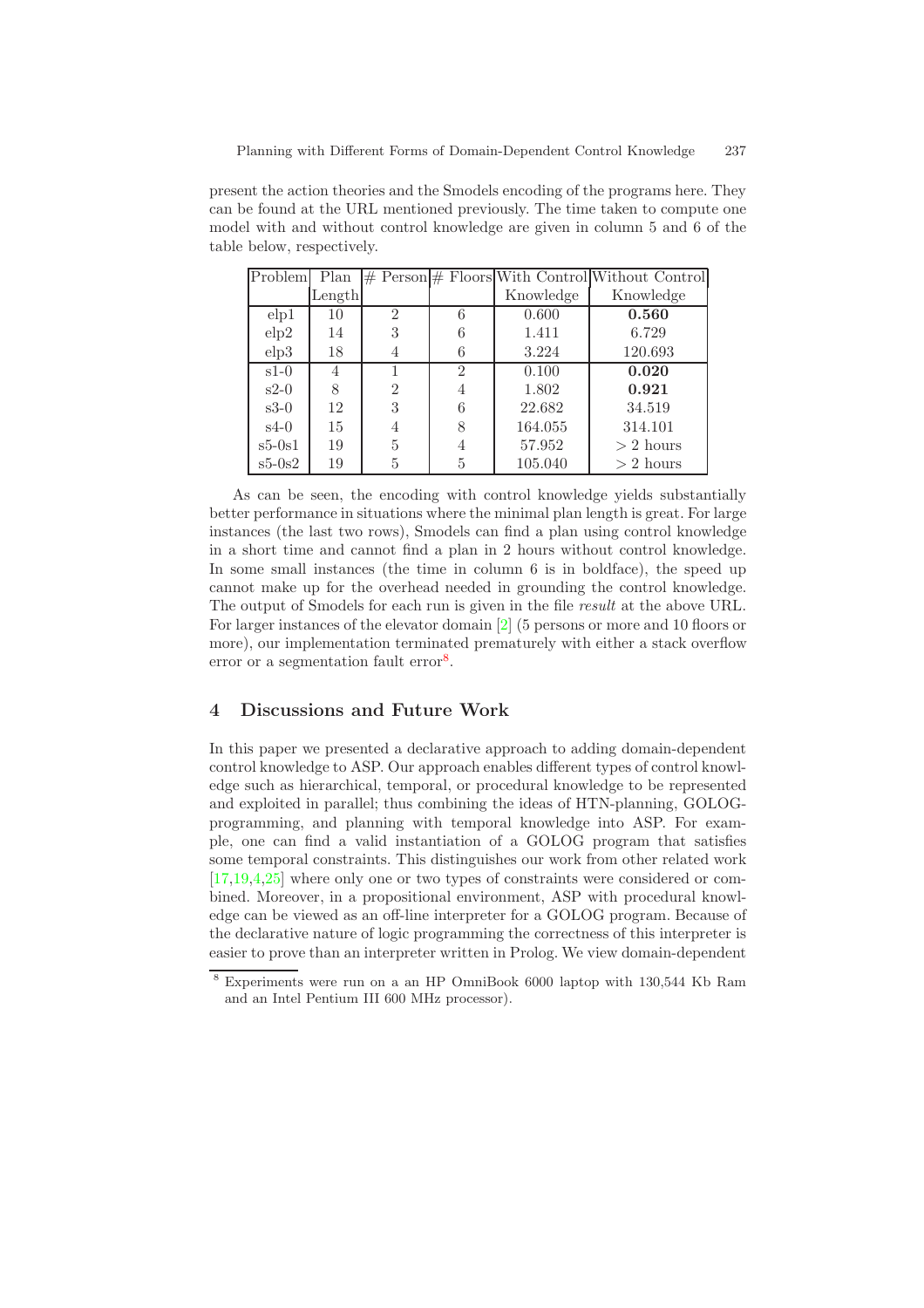present the action theories and the Smodels encoding of the programs here. They can be found at the URL mentioned previously. The time taken to compute one model with and without control knowledge are given in column 5 and 6 of the table below, respectively.

| Problem | Plan Length | # Person | # Floors | With Control Knowledge | Without Control Knowledge |
|---|---|---|---|---|---|
| elp1 | 10 | 2 | 6 | 0.600 | **0.560** |
| elp2 | 14 | 3 | 6 | 1.411 | 6.729 |
| elp3 | 18 | 4 | 6 | 3.224 | 120.693 |
| s1-0 | 4 | 1 | 2 | 0.100 | **0.020** |
| s2-0 | 8 | 2 | 4 | 1.802 | **0.921** |
| s3-0 | 12 | 3 | 6 | 22.682 | 34.519 |
| s4-0 | 15 | 4 | 8 | 164.055 | 314.101 |
| s5-0s1 | 19 | 5 | 4 | 57.952 | > 2 hours |
| s5-0s2 | 19 | 5 | 5 | 105.040 | > 2 hours |

As can be seen, the encoding with control knowledge yields substantially better performance in situations where the minimal plan length is great. For large instances (the last two rows), Smodels can find a plan using control knowledge in a short time and cannot find a plan in 2 hours without control knowledge. In some small instances (the time in column 6 is in boldface), the speed up cannot make up for the overhead needed in grounding the control knowledge. The output of Smodels for each run is given in the file *result* at the above URL. For larger instances of the elevator domain [2] (5 persons or more and 10 floors or more), our implementation terminated prematurely with either a stack overflow error or a segmentation fault error[8].

## 4 Discussions and Future Work

In this paper we presented a declarative approach to adding domain-dependent control knowledge to ASP. Our approach enables different types of control knowledge such as hierarchical, temporal, or procedural knowledge to be represented and exploited in parallel; thus combining the ideas of HTN-planning, GOLOG-programming, and planning with temporal knowledge into ASP. For example, one can find a valid instantiation of a GOLOG program that satisfies some temporal constraints. This distinguishes our work from other related work [17,19,4,25] where only one or two types of constraints were considered or combined. Moreover, in a propositional environment, ASP with procedural knowledge can be viewed as an off-line interpreter for a GOLOG program. Because of the declarative nature of logic programming the correctness of this interpreter is easier to prove than an interpreter written in Prolog. We view domain-dependent

[8] Experiments were run on a an HP OmniBook 6000 laptop with 130,544 Kb Ram and an Intel Pentium III 600 MHz processor).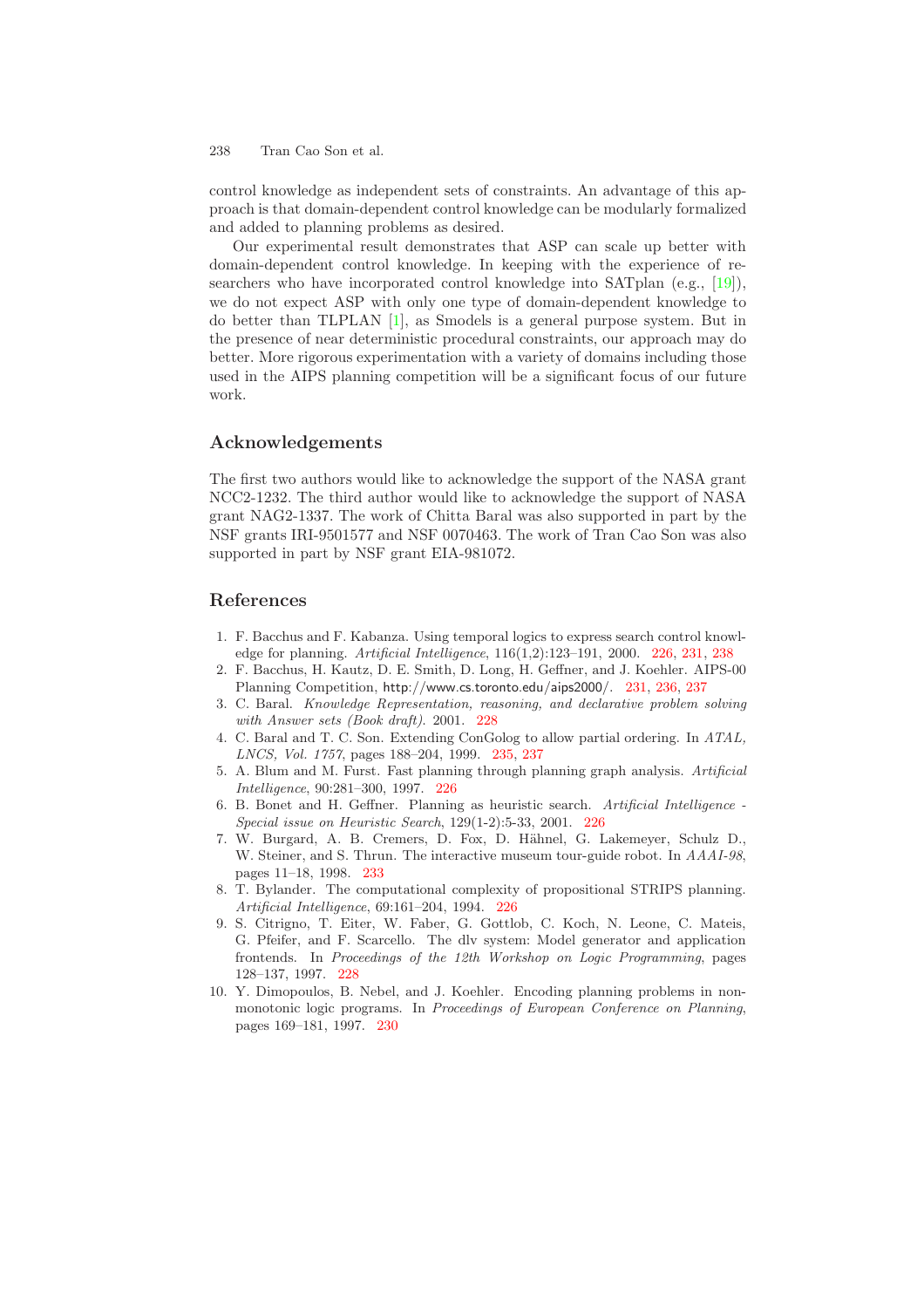control knowledge as independent sets of constraints. An advantage of this approach is that domain-dependent control knowledge can be modularly formalized and added to planning problems as desired.

Our experimental result demonstrates that ASP can scale up better with domain-dependent control knowledge. In keeping with the experience of researchers who have incorporated control knowledge into SATplan (e.g., [19]), we do not expect ASP with only one type of domain-dependent knowledge to do better than TLPLAN [1], as Smodels is a general purpose system. But in the presence of near deterministic procedural constraints, our approach may do better. More rigorous experimentation with a variety of domains including those used in the AIPS planning competition will be a significant focus of our future work.

## Acknowledgements

The first two authors would like to acknowledge the support of the NASA grant NCC2-1232. The third author would like to acknowledge the support of NASA grant NAG2-1337. The work of Chitta Baral was also supported in part by the NSF grants IRI-9501577 and NSF 0070463. The work of Tran Cao Son was also supported in part by NSF grant EIA-981072.

## References

1. F. Bacchus and F. Kabanza. Using temporal logics to express search control knowledge for planning. *Artificial Intelligence*, 116(1,2):123–191, 2000. 226, 231, 238
2. F. Bacchus, H. Kautz, D. E. Smith, D. Long, H. Geffner, and J. Koehler. AIPS-00 Planning Competition, http://www.cs.toronto.edu/aips2000/. 231, 236, 237
3. C. Baral. *Knowledge Representation, reasoning, and declarative problem solving with Answer sets (Book draft)*. 2001. 228
4. C. Baral and T. C. Son. Extending ConGolog to allow partial ordering. In *ATAL, LNCS, Vol. 1757*, pages 188–204, 1999. 235, 237
5. A. Blum and M. Furst. Fast planning through planning graph analysis. *Artificial Intelligence*, 90:281–300, 1997. 226
6. B. Bonet and H. Geffner. Planning as heuristic search. *Artificial Intelligence - Special issue on Heuristic Search*, 129(1-2):5-33, 2001. 226
7. W. Burgard, A. B. Cremers, D. Fox, D. Hähnel, G. Lakemeyer, Schulz D., W. Steiner, and S. Thrun. The interactive museum tour-guide robot. In *AAAI-98*, pages 11–18, 1998. 233
8. T. Bylander. The computational complexity of propositional STRIPS planning. *Artificial Intelligence*, 69:161–204, 1994. 226
9. S. Citrigno, T. Eiter, W. Faber, G. Gottlob, C. Koch, N. Leone, C. Mateis, G. Pfeifer, and F. Scarcello. The dlv system: Model generator and application frontends. In *Proceedings of the 12th Workshop on Logic Programming*, pages 128–137, 1997. 228
10. Y. Dimopoulos, B. Nebel, and J. Koehler. Encoding planning problems in non-monotonic logic programs. In *Proceedings of European Conference on Planning*, pages 169–181, 1997. 230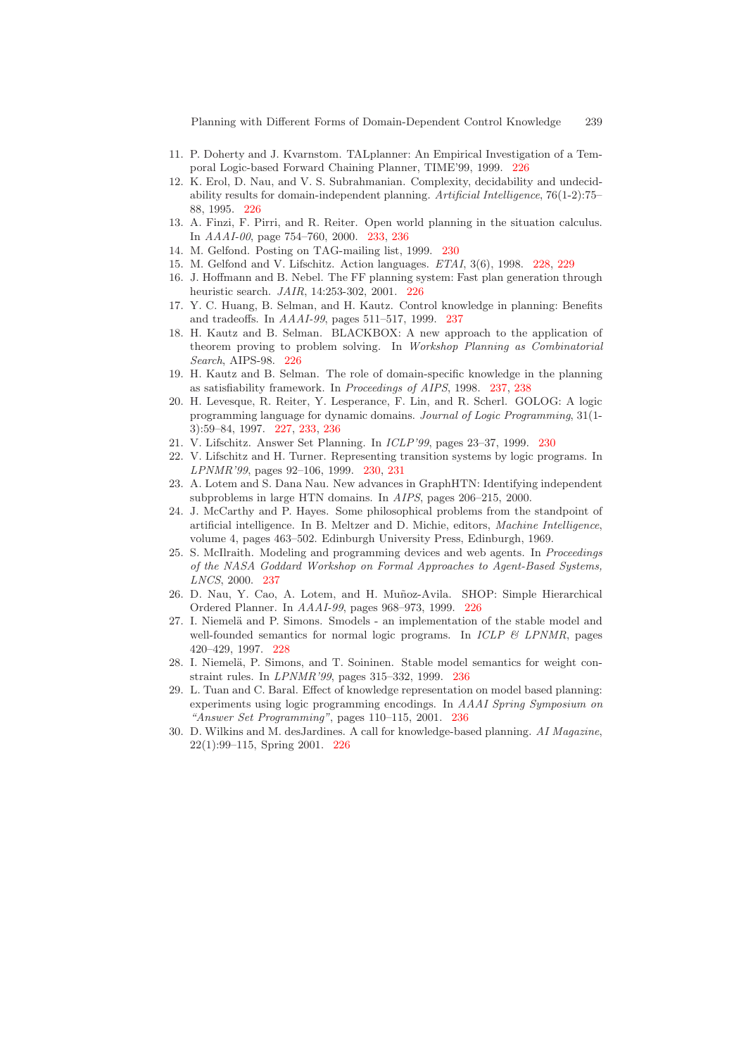11. P. Doherty and J. Kvarnstom. TALplanner: An Empirical Investigation of a Temporal Logic-based Forward Chaining Planner, TIME'99, 1999. 226
12. K. Erol, D. Nau, and V. S. Subrahmanian. Complexity, decidability and undecidability results for domain-independent planning. *Artificial Intelligence*, 76(1-2):75–88, 1995. 226
13. A. Finzi, F. Pirri, and R. Reiter. Open world planning in the situation calculus. In *AAAI-00*, page 754–760, 2000. 233, 236
14. M. Gelfond. Posting on TAG-mailing list, 1999. 230
15. M. Gelfond and V. Lifschitz. Action languages. *ETAI*, 3(6), 1998. 228, 229
16. J. Hoffmann and B. Nebel. The FF planning system: Fast plan generation through heuristic search. *JAIR*, 14:253-302, 2001. 226
17. Y. C. Huang, B. Selman, and H. Kautz. Control knowledge in planning: Benefits and tradeoffs. In *AAAI-99*, pages 511–517, 1999. 237
18. H. Kautz and B. Selman. BLACKBOX: A new approach to the application of theorem proving to problem solving. In *Workshop Planning as Combinatorial Search*, AIPS-98. 226
19. H. Kautz and B. Selman. The role of domain-specific knowledge in the planning as satisfiability framework. In *Proceedings of AIPS*, 1998. 237, 238
20. H. Levesque, R. Reiter, Y. Lesperance, F. Lin, and R. Scherl. GOLOG: A logic programming language for dynamic domains. *Journal of Logic Programming*, 31(1-3):59–84, 1997. 227, 233, 236
21. V. Lifschitz. Answer Set Planning. In *ICLP'99*, pages 23–37, 1999. 230
22. V. Lifschitz and H. Turner. Representing transition systems by logic programs. In *LPNMR'99*, pages 92–106, 1999. 230, 231
23. A. Lotem and S. Dana Nau. New advances in GraphHTN: Identifying independent subproblems in large HTN domains. In *AIPS*, pages 206–215, 2000.
24. J. McCarthy and P. Hayes. Some philosophical problems from the standpoint of artificial intelligence. In B. Meltzer and D. Michie, editors, *Machine Intelligence*, volume 4, pages 463–502. Edinburgh University Press, Edinburgh, 1969.
25. S. McIlraith. Modeling and programming devices and web agents. In *Proceedings of the NASA Goddard Workshop on Formal Approaches to Agent-Based Systems, LNCS*, 2000. 237
26. D. Nau, Y. Cao, A. Lotem, and H. Muñoz-Avila. SHOP: Simple Hierarchical Ordered Planner. In *AAAI-99*, pages 968–973, 1999. 226
27. I. Niemelä and P. Simons. Smodels - an implementation of the stable model and well-founded semantics for normal logic programs. In *ICLP & LPNMR*, pages 420–429, 1997. 228
28. I. Niemelä, P. Simons, and T. Soininen. Stable model semantics for weight constraint rules. In *LPNMR'99*, pages 315–332, 1999. 236
29. L. Tuan and C. Baral. Effect of knowledge representation on model based planning: experiments using logic programming encodings. In *AAAI Spring Symposium on "Answer Set Programming"*, pages 110–115, 2001. 236
30. D. Wilkins and M. desJardines. A call for knowledge-based planning. *AI Magazine*, 22(1):99–115, Spring 2001. 226